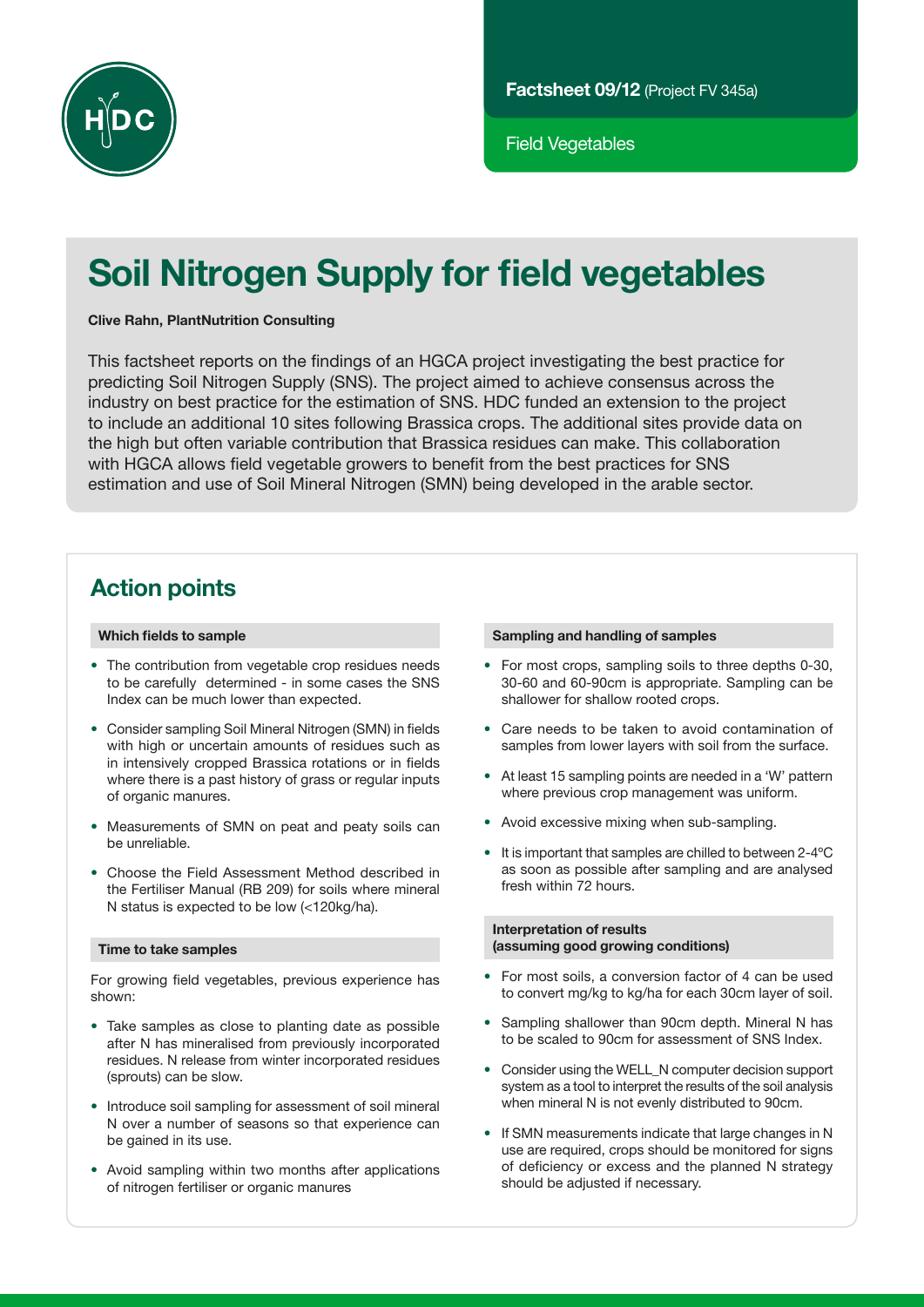Factsheet 09/12 (Project FV 345a)

Field Vegetables

# Soil Nitrogen Supply for field vegetables

**Clive Rahn, PlantNutrition Consulting**

This factsheet reports on the findings of an HGCA project investigating the best practice for predicting Soil Nitrogen Supply (SNS). The project aimed to achieve consensus across the industry on best practice for the estimation of SNS. HDC funded an extension to the project to include an additional 10 sites following Brassica crops. The additional sites provide data on the high but often variable contribution that Brassica residues can make. This collaboration with HGCA allows field vegetable growers to benefit from the best practices for SNS estimation and use of Soil Mineral Nitrogen (SMN) being developed in the arable sector.

## Action points

### Which fields to sample

- The contribution from vegetable crop residues needs to be carefully determined - in some cases the SNS Index can be much lower than expected.
- Consider sampling Soil Mineral Nitrogen (SMN) in fields with high or uncertain amounts of residues such as in intensively cropped Brassica rotations or in fields where there is a past history of grass or regular inputs of organic manures.
- Measurements of SMN on peat and peaty soils can be unreliable.
- Choose the Field Assessment Method described in the Fertiliser Manual (RB 209) for soils where mineral N status is expected to be low (<120kg/ha).

### Time to take samples

For growing field vegetables, previous experience has shown:

- Take samples as close to planting date as possible after N has mineralised from previously incorporated residues. N release from winter incorporated residues (sprouts) can be slow.
- Introduce soil sampling for assessment of soil mineral N over a number of seasons so that experience can be gained in its use.
- Avoid sampling within two months after applications of nitrogen fertiliser or organic manures

### Sampling and handling of samples

- For most crops, sampling soils to three depths 0-30, 30-60 and 60-90cm is appropriate. Sampling can be shallower for shallow rooted crops.
- Care needs to be taken to avoid contamination of samples from lower layers with soil from the surface.
- At least 15 sampling points are needed in a 'W' pattern where previous crop management was uniform.
- Avoid excessive mixing when sub-sampling.
- It is important that samples are chilled to between 2-4ºC as soon as possible after sampling and are analysed fresh within 72 hours.

### Interpretation of results (assuming good growing conditions)

- For most soils, a conversion factor of 4 can be used to convert mg/kg to kg/ha for each 30cm layer of soil.
- Sampling shallower than 90cm depth. Mineral N has to be scaled to 90cm for assessment of SNS Index.
- Consider using the WELL_N computer decision support system as a tool to interpret the results of the soil analysis when mineral N is not evenly distributed to 90cm.
- If SMN measurements indicate that large changes in N use are required, crops should be monitored for signs of deficiency or excess and the planned N strategy should be adjusted if necessary.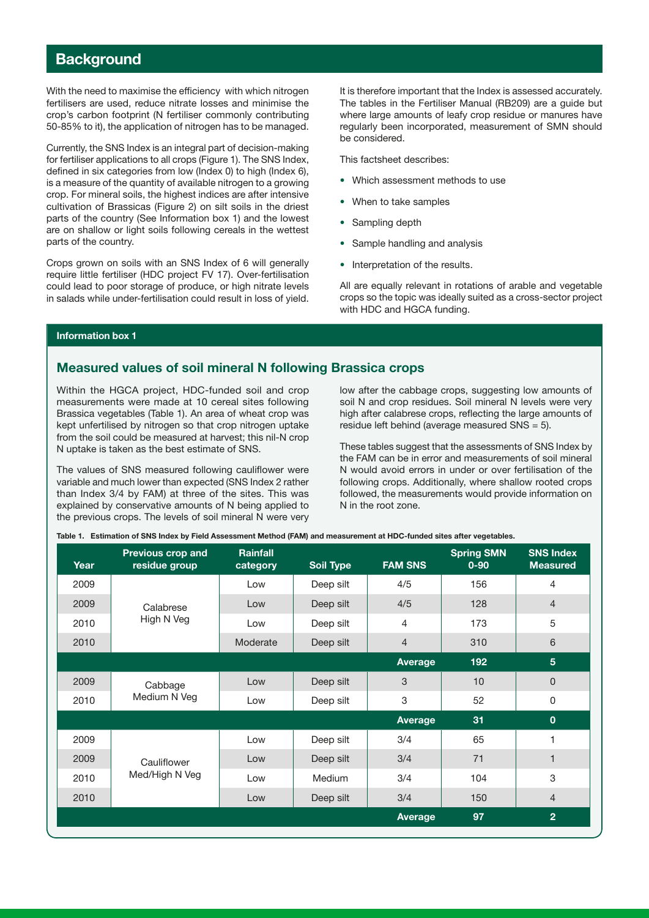## Background

With the need to maximise the efficiency with which nitrogen fertilisers are used, reduce nitrate losses and minimise the crop's carbon footprint (N fertiliser commonly contributing 50-85% to it), the application of nitrogen has to be managed.

Currently, the SNS Index is an integral part of decision-making for fertiliser applications to all crops (Figure 1). The SNS Index, defined in six categories from low (Index 0) to high (Index 6), is a measure of the quantity of available nitrogen to a growing crop. For mineral soils, the highest indices are after intensive cultivation of Brassicas (Figure 2) on silt soils in the driest parts of the country (See Information box 1) and the lowest are on shallow or light soils following cereals in the wettest parts of the country.

Crops grown on soils with an SNS Index of 6 will generally require little fertiliser (HDC project FV 17). Over-fertilisation could lead to poor storage of produce, or high nitrate levels in salads while under-fertilisation could result in loss of yield.

It is therefore important that the Index is assessed accurately. The tables in the Fertiliser Manual (RB209) are a guide but where large amounts of leafy crop residue or manures have regularly been incorporated, measurement of SMN should be considered.

This factsheet describes:

- Which assessment methods to use
- When to take samples
- Sampling depth
- Sample handling and analysis
- Interpretation of the results.

All are equally relevant in rotations of arable and vegetable crops so the topic was ideally suited as a cross-sector project with HDC and HGCA funding.

**Information box 1**

### Measured values of soil mineral N following Brassica crops

Within the HGCA project, HDC-funded soil and crop measurements were made at 10 cereal sites following Brassica vegetables (Table 1). An area of wheat crop was kept unfertilised by nitrogen so that crop nitrogen uptake from the soil could be measured at harvest; this nil-N crop N uptake is taken as the best estimate of SNS.

The values of SNS measured following cauliflower were variable and much lower than expected (SNS Index 2 rather than Index 3/4 by FAM) at three of the sites. This was explained by conservative amounts of N being applied to the previous crops. The levels of soil mineral N were very low after the cabbage crops, suggesting low amounts of soil N and crop residues. Soil mineral N levels were very high after calabrese crops, reflecting the large amounts of residue left behind (average measured SNS = 5).

These tables suggest that the assessments of SNS Index by the FAM can be in error and measurements of soil mineral N would avoid errors in under or over fertilisation of the following crops. Additionally, where shallow rooted crops followed, the measurements would provide information on N in the root zone.

**Table 1. Estimation of SNS Index by Field Assessment Method (FAM) and measurement at HDC-funded sites after vegetables.**

| Year | Previous crop and residue group | Rainfall category | Soil Type | FAM SNS | Spring SMN 0-90 | SNS Index Measured |
|---|---|---|---|---|---|---|
| 2009 | Calabrese High N Veg | Low | Deep silt | 4/5 | 156 | 4 |
| 2009 | | Low | Deep silt | 4/5 | 128 | 4 |
| 2010 | | Low | Deep silt | 4 | 173 | 5 |
| 2010 | | Moderate | Deep silt | 4 | 310 | 6 |
| | | | | **Average** | **192** | **5** |
| 2009 | Cabbage Medium N Veg | Low | Deep silt | 3 | 10 | 0 |
| 2010 | | Low | Deep silt | 3 | 52 | 0 |
| | | | | **Average** | **31** | **0** |
| 2009 | Cauliflower Med/High N Veg | Low | Deep silt | 3/4 | 65 | 1 |
| 2009 | | Low | Deep silt | 3/4 | 71 | 1 |
| 2010 | | Low | Medium | 3/4 | 104 | 3 |
| 2010 | | Low | Deep silt | 3/4 | 150 | 4 |
| | | | | **Average** | **97** | **2** |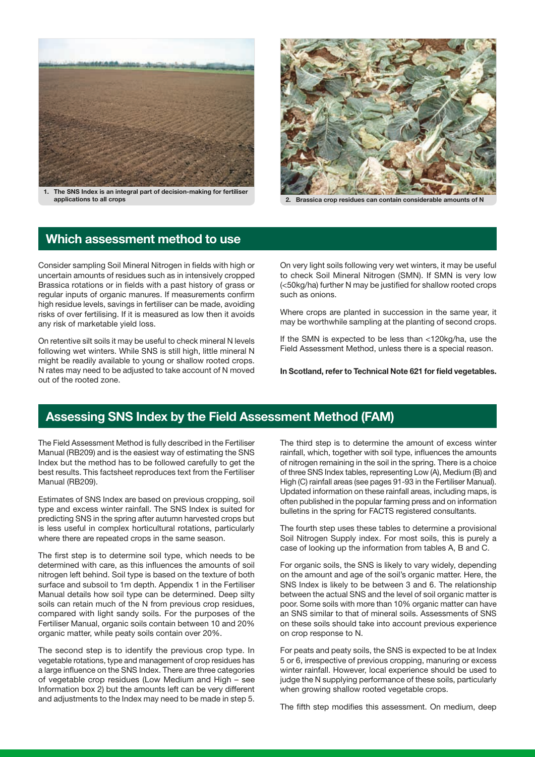1. The SNS Index is an integral part of decision-making for fertiliser applications to all crops

2. Brassica crop residues can contain considerable amounts of N

## Which assessment method to use

Consider sampling Soil Mineral Nitrogen in fields with high or uncertain amounts of residues such as in intensively cropped Brassica rotations or in fields with a past history of grass or regular inputs of organic manures. If measurements confirm high residue levels, savings in fertiliser can be made, avoiding risks of over fertilising. If it is measured as low then it avoids any risk of marketable yield loss.

On retentive silt soils it may be useful to check mineral N levels following wet winters. While SNS is still high, little mineral N might be readily available to young or shallow rooted crops. N rates may need to be adjusted to take account of N moved out of the rooted zone.

On very light soils following very wet winters, it may be useful to check Soil Mineral Nitrogen (SMN). If SMN is very low (<50kg/ha) further N may be justified for shallow rooted crops such as onions.

Where crops are planted in succession in the same year, it may be worthwhile sampling at the planting of second crops.

If the SMN is expected to be less than <120kg/ha, use the Field Assessment Method, unless there is a special reason.

**In Scotland, refer to Technical Note 621 for field vegetables.**

## Assessing SNS Index by the Field Assessment Method (FAM)

The Field Assessment Method is fully described in the Fertiliser Manual (RB209) and is the easiest way of estimating the SNS Index but the method has to be followed carefully to get the best results. This factsheet reproduces text from the Fertiliser Manual (RB209).

Estimates of SNS Index are based on previous cropping, soil type and excess winter rainfall. The SNS Index is suited for predicting SNS in the spring after autumn harvested crops but is less useful in complex horticultural rotations, particularly where there are repeated crops in the same season.

The first step is to determine soil type, which needs to be determined with care, as this influences the amounts of soil nitrogen left behind. Soil type is based on the texture of both surface and subsoil to 1m depth. Appendix 1 in the Fertiliser Manual details how soil type can be determined. Deep silty soils can retain much of the N from previous crop residues, compared with light sandy soils. For the purposes of the Fertiliser Manual, organic soils contain between 10 and 20% organic matter, while peaty soils contain over 20%.

The second step is to identify the previous crop type. In vegetable rotations, type and management of crop residues has a large influence on the SNS Index. There are three categories of vegetable crop residues (Low Medium and High – see Information box 2) but the amounts left can be very different and adjustments to the Index may need to be made in step 5.

The third step is to determine the amount of excess winter rainfall, which, together with soil type, influences the amounts of nitrogen remaining in the soil in the spring. There is a choice of three SNS Index tables, representing Low (A), Medium (B) and High (C) rainfall areas (see pages 91-93 in the Fertiliser Manual). Updated information on these rainfall areas, including maps, is often published in the popular farming press and on information bulletins in the spring for FACTS registered consultants.

The fourth step uses these tables to determine a provisional Soil Nitrogen Supply index. For most soils, this is purely a case of looking up the information from tables A, B and C.

For organic soils, the SNS is likely to vary widely, depending on the amount and age of the soil's organic matter. Here, the SNS Index is likely to be between 3 and 6. The relationship between the actual SNS and the level of soil organic matter is poor. Some soils with more than 10% organic matter can have an SNS similar to that of mineral soils. Assessments of SNS on these soils should take into account previous experience on crop response to N.

For peats and peaty soils, the SNS is expected to be at Index 5 or 6, irrespective of previous cropping, manuring or excess winter rainfall. However, local experience should be used to judge the N supplying performance of these soils, particularly when growing shallow rooted vegetable crops.

The fifth step modifies this assessment. On medium, deep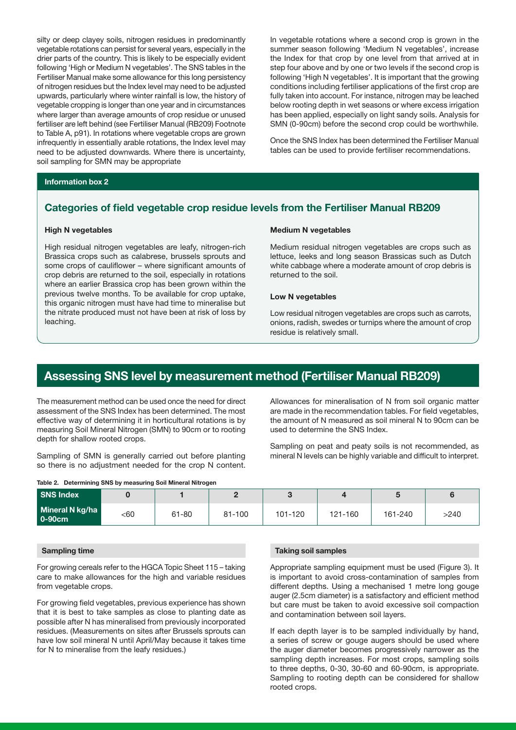silty or deep clayey soils, nitrogen residues in predominantly vegetable rotations can persist for several years, especially in the drier parts of the country. This is likely to be especially evident following 'High or Medium N vegetables'. The SNS tables in the Fertiliser Manual make some allowance for this long persistency of nitrogen residues but the Index level may need to be adjusted upwards, particularly where winter rainfall is low, the history of vegetable cropping is longer than one year and in circumstances where larger than average amounts of crop residue or unused fertiliser are left behind (see Fertiliser Manual (RB209) Footnote to Table A, p91). In rotations where vegetable crops are grown infrequently in essentially arable rotations, the Index level may need to be adjusted downwards. Where there is uncertainty, soil sampling for SMN may be appropriate

In vegetable rotations where a second crop is grown in the summer season following 'Medium N vegetables', increase the Index for that crop by one level from that arrived at in step four above and by one or two levels if the second crop is following 'High N vegetables'. It is important that the growing conditions including fertiliser applications of the first crop are fully taken into account. For instance, nitrogen may be leached below rooting depth in wet seasons or where excess irrigation has been applied, especially on light sandy soils. Analysis for SMN (0-90cm) before the second crop could be worthwhile.

Once the SNS Index has been determined the Fertiliser Manual tables can be used to provide fertiliser recommendations.

**Information box 2**

### Categories of field vegetable crop residue levels from the Fertiliser Manual RB209

**High N vegetables**

High residual nitrogen vegetables are leafy, nitrogen-rich Brassica crops such as calabrese, brussels sprouts and some crops of cauliflower – where significant amounts of crop debris are returned to the soil, especially in rotations where an earlier Brassica crop has been grown within the previous twelve months. To be available for crop uptake, this organic nitrogen must have had time to mineralise but the nitrate produced must not have been at risk of loss by leaching.

**Medium N vegetables**

Medium residual nitrogen vegetables are crops such as lettuce, leeks and long season Brassicas such as Dutch white cabbage where a moderate amount of crop debris is returned to the soil.

**Low N vegetables**

Low residual nitrogen vegetables are crops such as carrots, onions, radish, swedes or turnips where the amount of crop residue is relatively small.

## Assessing SNS level by measurement method (Fertiliser Manual RB209)

The measurement method can be used once the need for direct assessment of the SNS Index has been determined. The most effective way of determining it in horticultural rotations is by measuring Soil Mineral Nitrogen (SMN) to 90cm or to rooting depth for shallow rooted crops.

Sampling of SMN is generally carried out before planting so there is no adjustment needed for the crop N content.

Allowances for mineralisation of N from soil organic matter are made in the recommendation tables. For field vegetables, the amount of N measured as soil mineral N to 90cm can be used to determine the SNS Index.

Sampling on peat and peaty soils is not recommended, as mineral N levels can be highly variable and difficult to interpret.

**Table 2. Determining SNS by measuring Soil Mineral Nitrogen**

| SNS Index | 0 | 1 | 2 | 3 | 4 | 5 | 6 |
|---|---|---|---|---|---|---|---|
| Mineral N kg/ha 0-90cm | <60 | 61-80 | 81-100 | 101-120 | 121-160 | 161-240 | >240 |

### Sampling time

For growing cereals refer to the HGCA Topic Sheet 115 – taking care to make allowances for the high and variable residues from vegetable crops.

For growing field vegetables, previous experience has shown that it is best to take samples as close to planting date as possible after N has mineralised from previously incorporated residues. (Measurements on sites after Brussels sprouts can have low soil mineral N until April/May because it takes time for N to mineralise from the leafy residues.)

### Taking soil samples

Appropriate sampling equipment must be used (Figure 3). It is important to avoid cross-contamination of samples from different depths. Using a mechanised 1 metre long gouge auger (2.5cm diameter) is a satisfactory and efficient method but care must be taken to avoid excessive soil compaction and contamination between soil layers.

If each depth layer is to be sampled individually by hand, a series of screw or gouge augers should be used where the auger diameter becomes progressively narrower as the sampling depth increases. For most crops, sampling soils to three depths, 0-30, 30-60 and 60-90cm, is appropriate. Sampling to rooting depth can be considered for shallow rooted crops.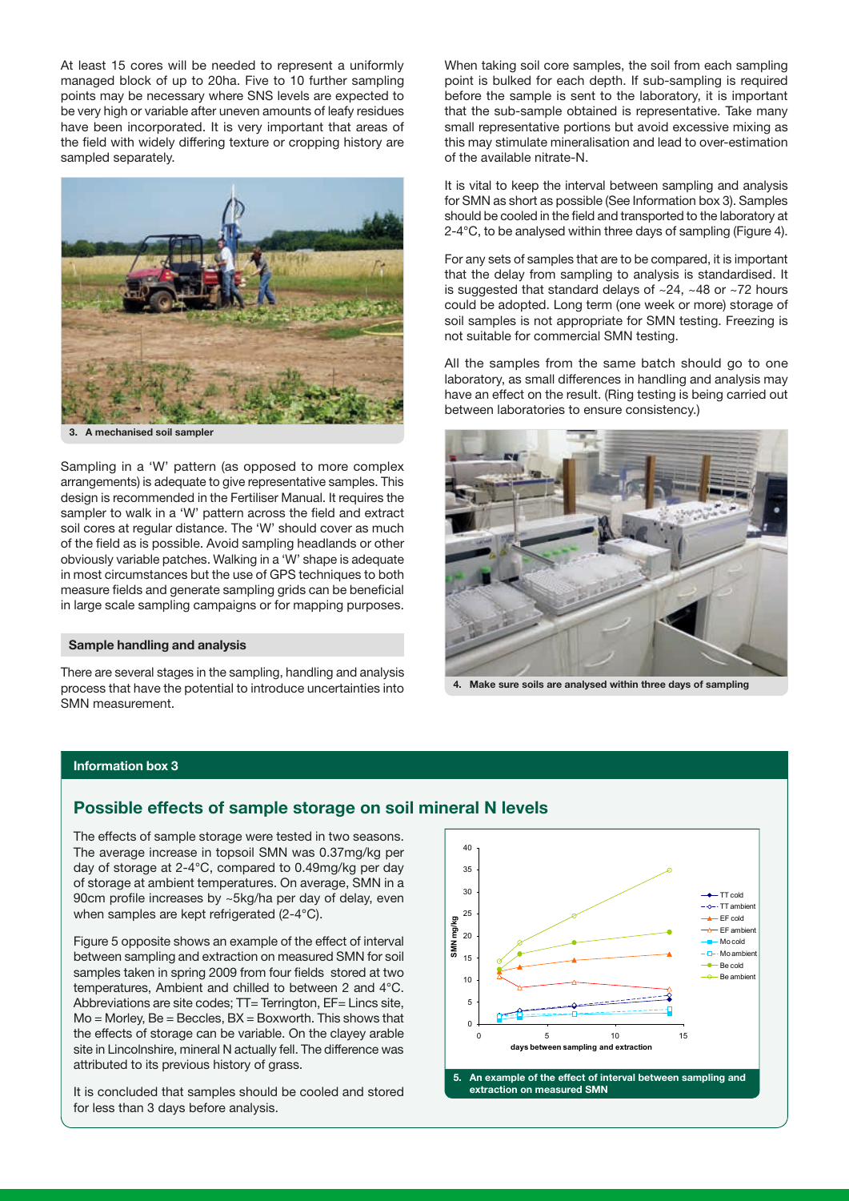At least 15 cores will be needed to represent a uniformly managed block of up to 20ha. Five to 10 further sampling points may be necessary where SNS levels are expected to be very high or variable after uneven amounts of leafy residues have been incorporated. It is very important that areas of the field with widely differing texture or cropping history are sampled separately.

3. A mechanised soil sampler

Sampling in a 'W' pattern (as opposed to more complex arrangements) is adequate to give representative samples. This design is recommended in the Fertiliser Manual. It requires the sampler to walk in a 'W' pattern across the field and extract soil cores at regular distance. The 'W' should cover as much of the field as is possible. Avoid sampling headlands or other obviously variable patches. Walking in a 'W' shape is adequate in most circumstances but the use of GPS techniques to both measure fields and generate sampling grids can be beneficial in large scale sampling campaigns or for mapping purposes.

### Sample handling and analysis

There are several stages in the sampling, handling and analysis process that have the potential to introduce uncertainties into SMN measurement.

When taking soil core samples, the soil from each sampling point is bulked for each depth. If sub-sampling is required before the sample is sent to the laboratory, it is important that the sub-sample obtained is representative. Take many small representative portions but avoid excessive mixing as this may stimulate mineralisation and lead to over-estimation of the available nitrate-N.

It is vital to keep the interval between sampling and analysis for SMN as short as possible (See Information box 3). Samples should be cooled in the field and transported to the laboratory at 2-4°C, to be analysed within three days of sampling (Figure 4).

For any sets of samples that are to be compared, it is important that the delay from sampling to analysis is standardised. It is suggested that standard delays of ~24, ~48 or ~72 hours could be adopted. Long term (one week or more) storage of soil samples is not appropriate for SMN testing. Freezing is not suitable for commercial SMN testing.

All the samples from the same batch should go to one laboratory, as small differences in handling and analysis may have an effect on the result. (Ring testing is being carried out between laboratories to ensure consistency.)

4. Make sure soils are analysed within three days of sampling

#### Information box 3

## Possible effects of sample storage on soil mineral N levels

The effects of sample storage were tested in two seasons. The average increase in topsoil SMN was 0.37mg/kg per day of storage at 2-4°C, compared to 0.49mg/kg per day of storage at ambient temperatures. On average, SMN in a 90cm profile increases by ~5kg/ha per day of delay, even when samples are kept refrigerated (2-4°C).

Figure 5 opposite shows an example of the effect of interval between sampling and extraction on measured SMN for soil samples taken in spring 2009 from four fields stored at two temperatures, Ambient and chilled to between 2 and 4°C. Abbreviations are site codes; TT= Terrington, EF= Lincs site, Mo = Morley, Be = Beccles, BX = Boxworth. This shows that the effects of storage can be variable. On the clayey arable site in Lincolnshire, mineral N actually fell. The difference was attributed to its previous history of grass.

It is concluded that samples should be cooled and stored for less than 3 days before analysis.

5. An example of the effect of interval between sampling and extraction on measured SMN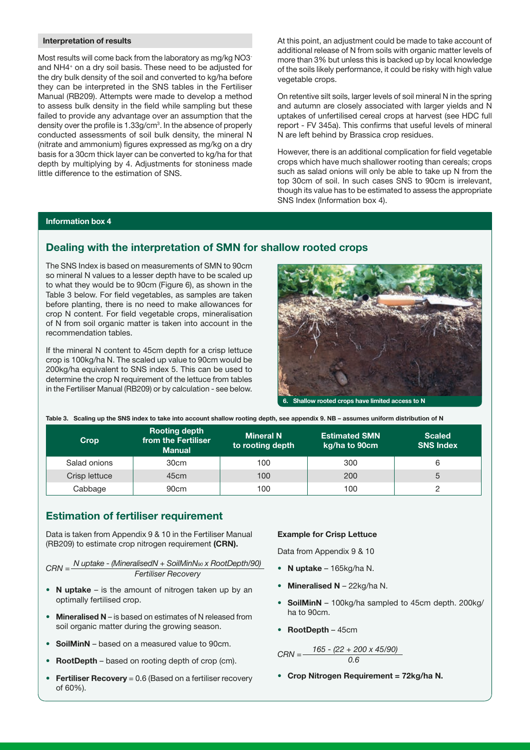### Interpretation of results

Most results will come back from the laboratory as mg/kg $NO_3^-$ and $NH_4^+$ on a dry soil basis. These need to be adjusted for the dry bulk density of the soil and converted to kg/ha before they can be interpreted in the SNS tables in the Fertiliser Manual (RB209). Attempts were made to develop a method to assess bulk density in the field while sampling but these failed to provide any advantage over an assumption that the density over the profile is 1.33g/cm$^3$. In the absence of properly conducted assessments of soil bulk density, the mineral N (nitrate and ammonium) figures expressed as mg/kg on a dry basis for a 30cm thick layer can be converted to kg/ha for that depth by multiplying by 4. Adjustments for stoniness made little difference to the estimation of SNS.

At this point, an adjustment could be made to take account of additional release of N from soils with organic matter levels of more than 3% but unless this is backed up by local knowledge of the soils likely performance, it could be risky with high value vegetable crops.

On retentive silt soils, larger levels of soil mineral N in the spring and autumn are closely associated with larger yields and N uptakes of unfertilised cereal crops at harvest (see HDC full report - FV 345a). This confirms that useful levels of mineral N are left behind by Brassica crop residues.

However, there is an additional complication for field vegetable crops which have much shallower rooting than cereals; crops such as salad onions will only be able to take up N from the top 30cm of soil. In such cases SNS to 90cm is irrelevant, though its value has to be estimated to assess the appropriate SNS Index (Information box 4).

#### Information box 4

## Dealing with the interpretation of SMN for shallow rooted crops

The SNS Index is based on measurements of SMN to 90cm so mineral N values to a lesser depth have to be scaled up to what they would be to 90cm (Figure 6), as shown in the Table 3 below. For field vegetables, as samples are taken before planting, there is no need to make allowances for crop N content. For field vegetable crops, mineralisation of N from soil organic matter is taken into account in the recommendation tables.

If the mineral N content to 45cm depth for a crisp lettuce crop is 100kg/ha N. The scaled up value to 90cm would be 200kg/ha equivalent to SNS index 5. This can be used to determine the crop N requirement of the lettuce from tables in the Fertiliser Manual (RB209) or by calculation - see below.

**6. Shallow rooted crops have limited access to N**

**Table 3. Scaling up the SNS index to take into account shallow rooting depth, see appendix 9. NB – assumes uniform distribution of N**

| Crop | Rooting depth from the Fertiliser Manual | Mineral N to rooting depth | Estimated SMN kg/ha to 90cm | Scaled SNS Index |
|---|---|---|---|---|
| Salad onions | 30cm | 100 | 300 | 6 |
| Crisp lettuce | 45cm | 100 | 200 | 5 |
| Cabbage | 90cm | 100 | 100 | 2 |

## Estimation of fertiliser requirement

Data is taken from Appendix 9 & 10 in the Fertiliser Manual (RB209) to estimate crop nitrogen requirement **(CRN).**

$$CRN = \frac{N\ uptake - (MineralisedN + SoilMinN_{90} \times RootDepth/90)}{Fertiliser\ Recovery}$$

- **N uptake** – is the amount of nitrogen taken up by an optimally fertilised crop.
- **Mineralised N** – is based on estimates of N released from soil organic matter during the growing season.
- **SoilMinN** – based on a measured value to 90cm.
- **RootDepth** – based on rooting depth of crop (cm).
- **Fertiliser Recovery** = 0.6 (Based on a fertiliser recovery of 60%).

**Example for Crisp Lettuce**

Data from Appendix 9 & 10

- **N uptake** – 165kg/ha N.
- **Mineralised N** – 22kg/ha N.
- **SoilMinN** – 100kg/ha sampled to 45cm depth. 200kg/ha to 90cm.
- **RootDepth** – 45cm

$$CRN = \frac{165 - (22 + 200 \times 45/90)}{0.6}$$

- **Crop Nitrogen Requirement = 72kg/ha N.**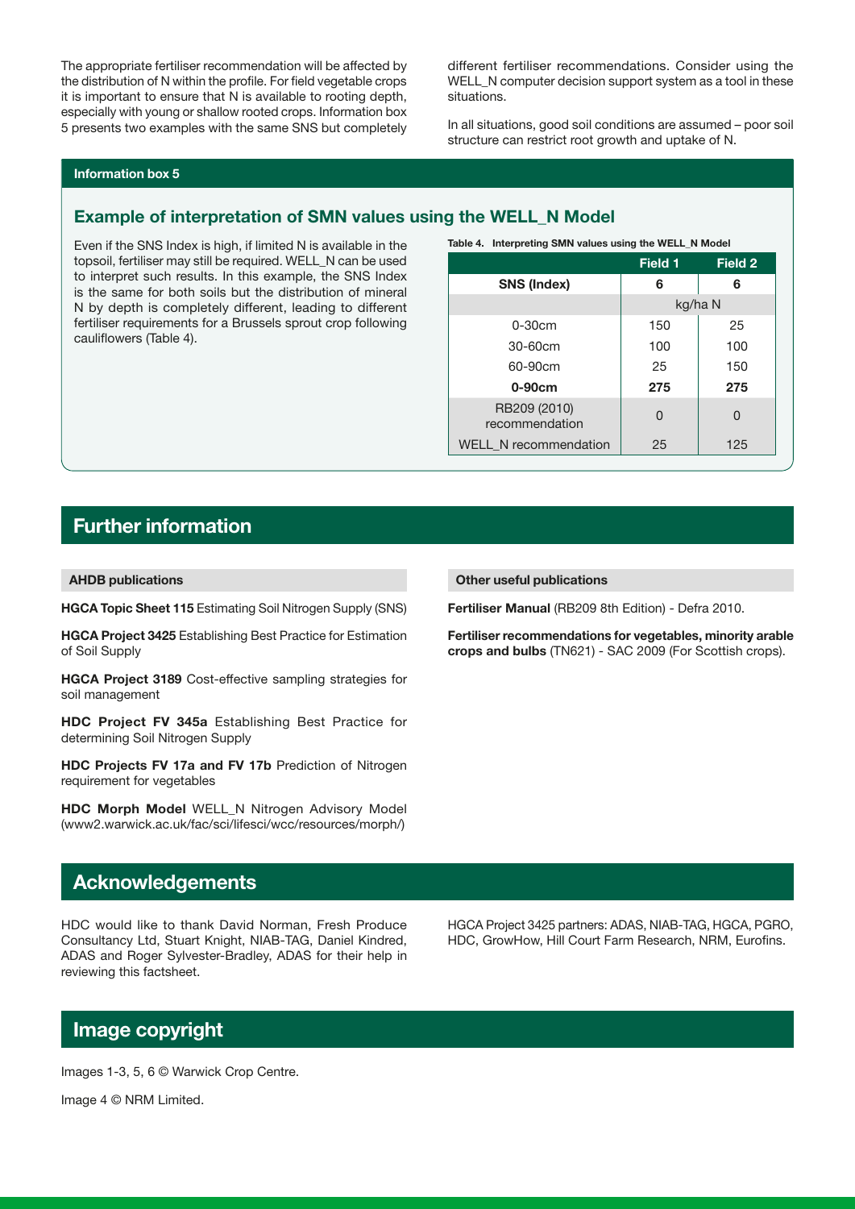The appropriate fertiliser recommendation will be affected by the distribution of N within the profile. For field vegetable crops it is important to ensure that N is available to rooting depth, especially with young or shallow rooted crops. Information box 5 presents two examples with the same SNS but completely different fertiliser recommendations. Consider using the WELL_N computer decision support system as a tool in these situations.

In all situations, good soil conditions are assumed – poor soil structure can restrict root growth and uptake of N.

**Information box 5**

### Example of interpretation of SMN values using the WELL_N Model

Even if the SNS Index is high, if limited N is available in the topsoil, fertiliser may still be required. WELL_N can be used to interpret such results. In this example, the SNS Index is the same for both soils but the distribution of mineral N by depth is completely different, leading to different fertiliser requirements for a Brussels sprout crop following cauliflowers (Table 4).

**Table 4. Interpreting SMN values using the WELL_N Model**

| | Field 1 | Field 2 |
|---|---|---|
| **SNS (Index)** | **6** | **6** |
| | kg/ha N | |
| 0-30cm | 150 | 25 |
| 30-60cm | 100 | 100 |
| 60-90cm | 25 | 150 |
| **0-90cm** | **275** | **275** |
| RB209 (2010) recommendation | 0 | 0 |
| WELL_N recommendation | 25 | 125 |

## Further information

**AHDB publications**

**HGCA Topic Sheet 115** Estimating Soil Nitrogen Supply (SNS)

**HGCA Project 3425** Establishing Best Practice for Estimation of Soil Supply

**HGCA Project 3189** Cost-effective sampling strategies for soil management

**HDC Project FV 345a** Establishing Best Practice for determining Soil Nitrogen Supply

**HDC Projects FV 17a and FV 17b** Prediction of Nitrogen requirement for vegetables

**HDC Morph Model** WELL_N Nitrogen Advisory Model (www2.warwick.ac.uk/fac/sci/lifesci/wcc/resources/morph/)

**Other useful publications**

**Fertiliser Manual** (RB209 8th Edition) - Defra 2010.

**Fertiliser recommendations for vegetables, minority arable crops and bulbs** (TN621) - SAC 2009 (For Scottish crops).

## Acknowledgements

HDC would like to thank David Norman, Fresh Produce Consultancy Ltd, Stuart Knight, NIAB-TAG, Daniel Kindred, ADAS and Roger Sylvester-Bradley, ADAS for their help in reviewing this factsheet.

HGCA Project 3425 partners: ADAS, NIAB-TAG, HGCA, PGRO, HDC, GrowHow, Hill Court Farm Research, NRM, Eurofins.

## Image copyright

Images 1-3, 5, 6 © Warwick Crop Centre.

Image 4 © NRM Limited.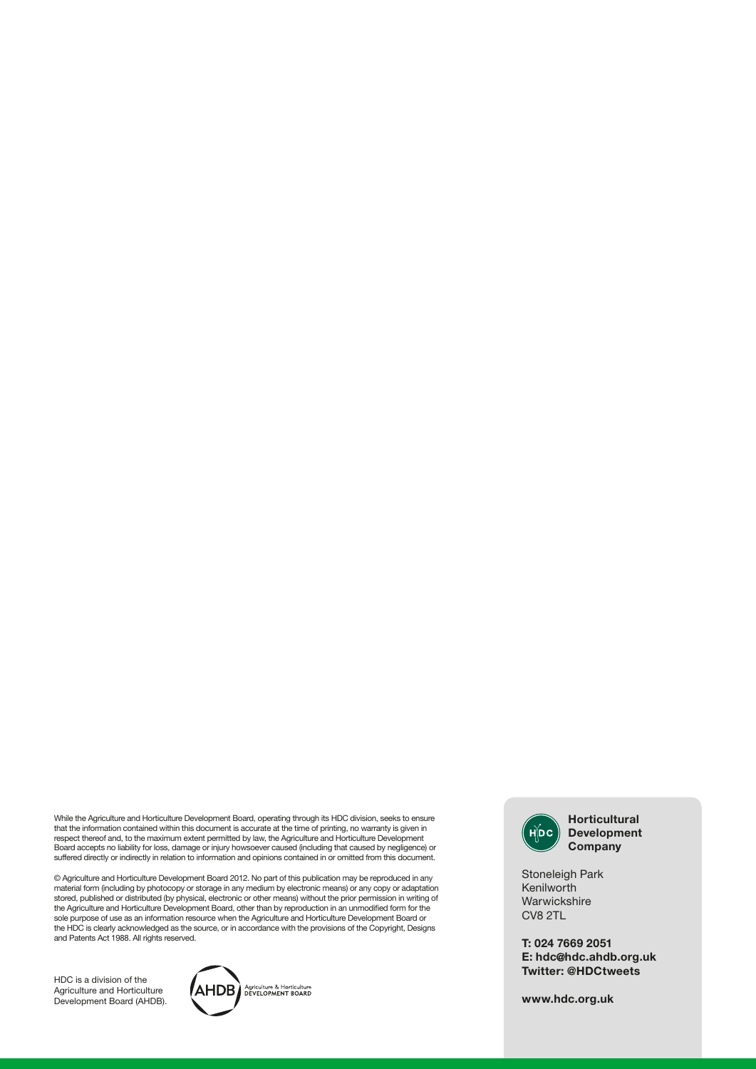While the Agriculture and Horticulture Development Board, operating through its HDC division, seeks to ensure that the information contained within this document is accurate at the time of printing, no warranty is given in respect thereof and, to the maximum extent permitted by law, the Agriculture and Horticulture Development Board accepts no liability for loss, damage or injury howsoever caused (including that caused by negligence) or suffered directly or indirectly in relation to information and opinions contained in or omitted from this document.

© Agriculture and Horticulture Development Board 2012. No part of this publication may be reproduced in any material form (including by photocopy or storage in any medium by electronic means) or any copy or adaptation stored, published or distributed (by physical, electronic or other means) without the prior permission in writing of the Agriculture and Horticulture Development Board, other than by reproduction in an unmodified form for the sole purpose of use as an information resource when the Agriculture and Horticulture Development Board or the HDC is clearly acknowledged as the source, or in accordance with the provisions of the Copyright, Designs and Patents Act 1988. All rights reserved.

HDC is a division of the Agriculture and Horticulture Development Board (AHDB).

AHDB Agriculture & Horticulture DEVELOPMENT BOARD

**Horticultural Development Company**

Stoneleigh Park
Kenilworth
Warwickshire
CV8 2TL

**T: 024 7669 2051**
**E: hdc@hdc.ahdb.org.uk**
**Twitter: @HDCtweets**

**www.hdc.org.uk**